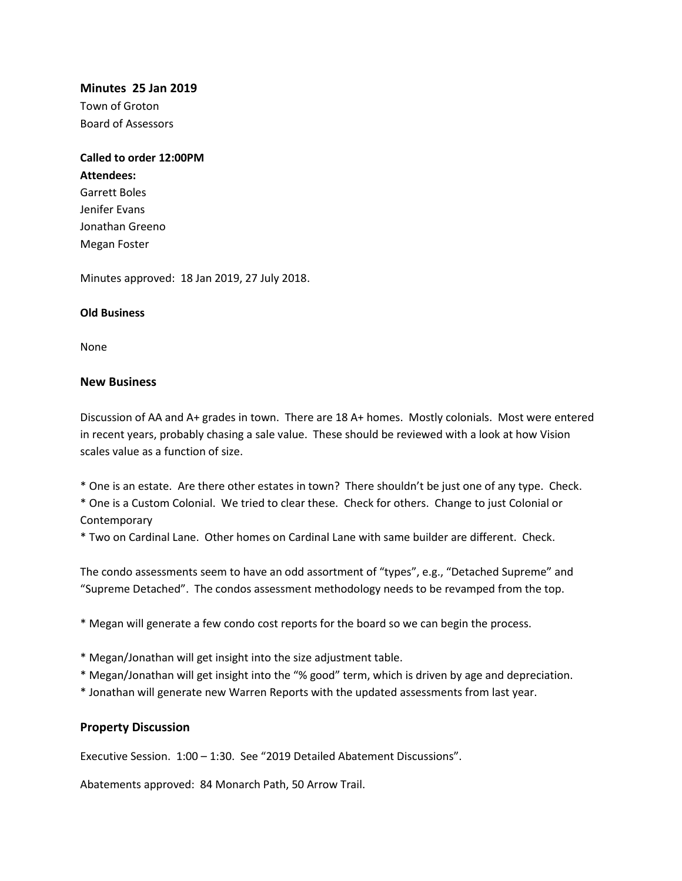### Minutes 25 Jan 2019

Town of Groton
Board of Assessors

**Called to order 12:00PM**
**Attendees:**
Garrett Boles
Jenifer Evans
Jonathan Greeno
Megan Foster

Minutes approved: 18 Jan 2019, 27 July 2018.

**Old Business**

None

### New Business

Discussion of AA and A+ grades in town. There are 18 A+ homes. Mostly colonials. Most were entered in recent years, probably chasing a sale value. These should be reviewed with a look at how Vision scales value as a function of size.

* One is an estate. Are there other estates in town? There shouldn't be just one of any type. Check.
* One is a Custom Colonial. We tried to clear these. Check for others. Change to just Colonial or Contemporary
* Two on Cardinal Lane. Other homes on Cardinal Lane with same builder are different. Check.

The condo assessments seem to have an odd assortment of "types", e.g., "Detached Supreme" and "Supreme Detached". The condos assessment methodology needs to be revamped from the top.

* Megan will generate a few condo cost reports for the board so we can begin the process.

* Megan/Jonathan will get insight into the size adjustment table.
* Megan/Jonathan will get insight into the "% good" term, which is driven by age and depreciation.
* Jonathan will generate new Warren Reports with the updated assessments from last year.

### Property Discussion

Executive Session. 1:00 – 1:30. See "2019 Detailed Abatement Discussions".

Abatements approved: 84 Monarch Path, 50 Arrow Trail.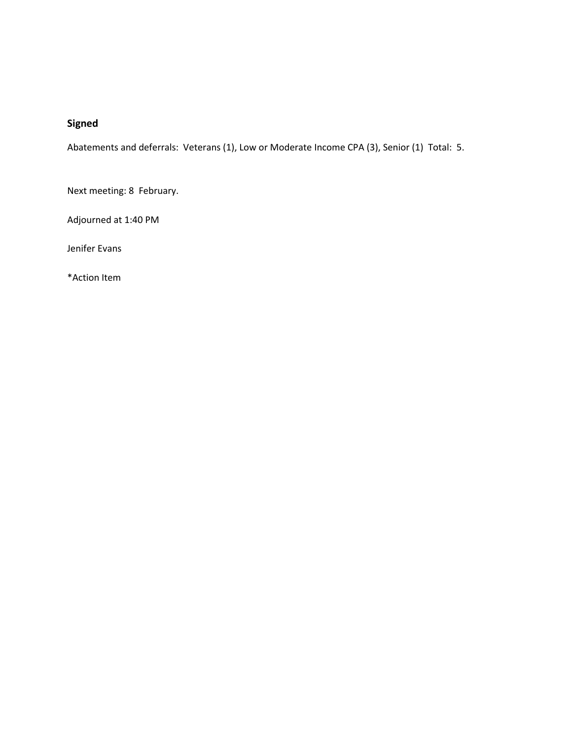**Signed**

Abatements and deferrals: Veterans (1), Low or Moderate Income CPA (3), Senior (1) Total: 5.

Next meeting: 8 February.

Adjourned at 1:40 PM

Jenifer Evans

*Action Item